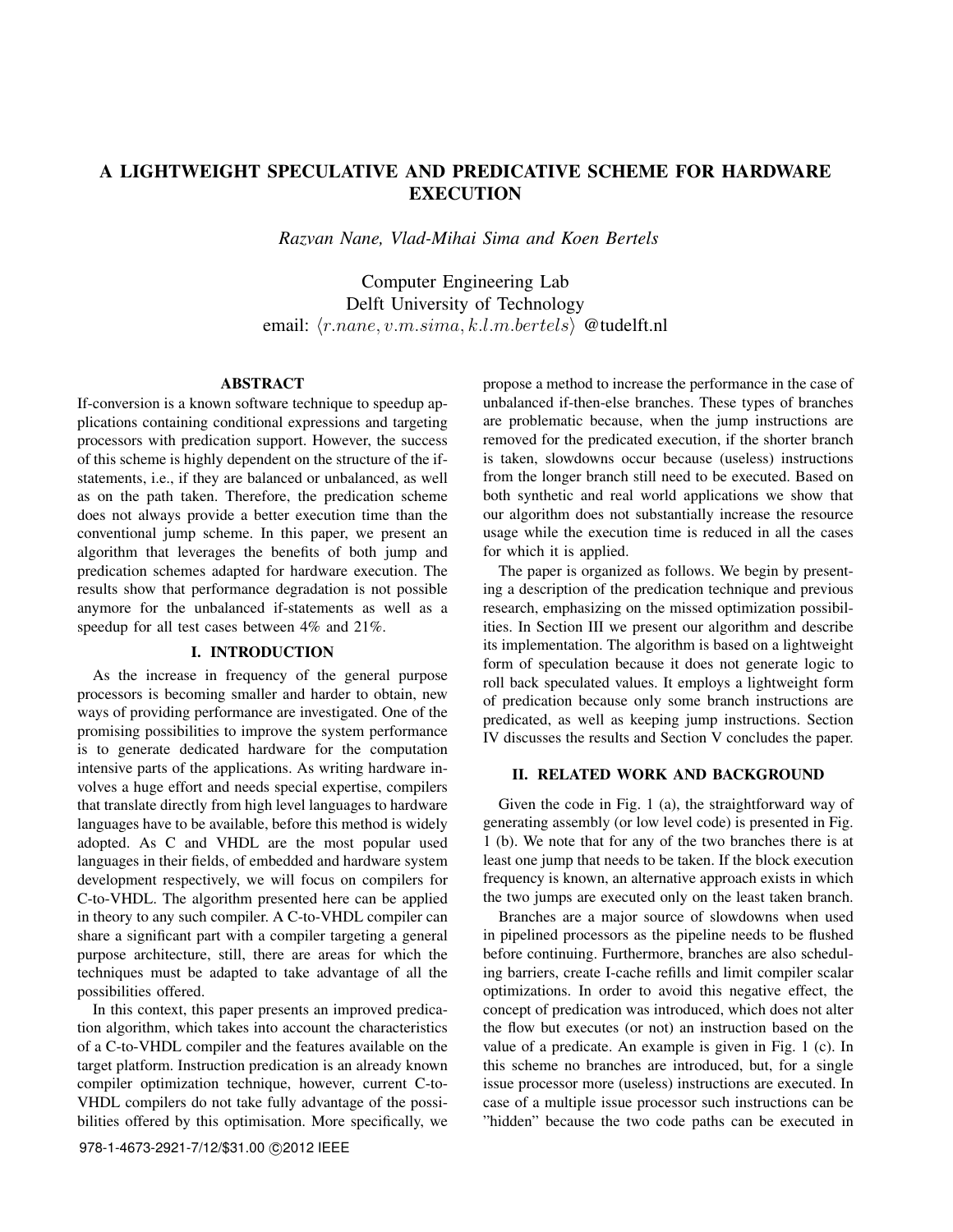# A LIGHTWEIGHT SPECULATIVE AND PREDICATIVE SCHEME FOR HARDWARE EXECUTION

*Razvan Nane, Vlad-Mihai Sima and Koen Bertels*

Computer Engineering Lab
Delft University of Technology
email: $\langle r.nane, v.m.sima, k.l.m.bertels \rangle$ @tudelft.nl

## ABSTRACT

If-conversion is a known software technique to speedup applications containing conditional expressions and targeting processors with predication support. However, the success of this scheme is highly dependent on the structure of the if-statements, i.e., if they are balanced or unbalanced, as well as on the path taken. Therefore, the predication scheme does not always provide a better execution time than the conventional jump scheme. In this paper, we present an algorithm that leverages the benefits of both jump and predication schemes adapted for hardware execution. The results show that performance degradation is not possible anymore for the unbalanced if-statements as well as a speedup for all test cases between 4% and 21%.

## I. INTRODUCTION

As the increase in frequency of the general purpose processors is becoming smaller and harder to obtain, new ways of providing performance are investigated. One of the promising possibilities to improve the system performance is to generate dedicated hardware for the computation intensive parts of the applications. As writing hardware involves a huge effort and needs special expertise, compilers that translate directly from high level languages to hardware languages have to be available, before this method is widely adopted. As C and VHDL are the most popular used languages in their fields, of embedded and hardware system development respectively, we will focus on compilers for C-to-VHDL. The algorithm presented here can be applied in theory to any such compiler. A C-to-VHDL compiler can share a significant part with a compiler targeting a general purpose architecture, still, there are areas for which the techniques must be adapted to take advantage of all the possibilities offered.

In this context, this paper presents an improved predication algorithm, which takes into account the characteristics of a C-to-VHDL compiler and the features available on the target platform. Instruction predication is an already known compiler optimization technique, however, current C-to-VHDL compilers do not take fully advantage of the possibilities offered by this optimisation. More specifically, we propose a method to increase the performance in the case of unbalanced if-then-else branches. These types of branches are problematic because, when the jump instructions are removed for the predicated execution, if the shorter branch is taken, slowdowns occur because (useless) instructions from the longer branch still need to be executed. Based on both synthetic and real world applications we show that our algorithm does not substantially increase the resource usage while the execution time is reduced in all the cases for which it is applied.

The paper is organized as follows. We begin by presenting a description of the predication technique and previous research, emphasizing on the missed optimization possibilities. In Section III we present our algorithm and describe its implementation. The algorithm is based on a lightweight form of speculation because it does not generate logic to roll back speculated values. It employs a lightweight form of predication because only some branch instructions are predicated, as well as keeping jump instructions. Section IV discusses the results and Section V concludes the paper.

## II. RELATED WORK AND BACKGROUND

Given the code in Fig. 1 (a), the straightforward way of generating assembly (or low level code) is presented in Fig. 1 (b). We note that for any of the two branches there is at least one jump that needs to be taken. If the block execution frequency is known, an alternative approach exists in which the two jumps are executed only on the least taken branch.

Branches are a major source of slowdowns when used in pipelined processors as the pipeline needs to be flushed before continuing. Furthermore, branches are also scheduling barriers, create I-cache refills and limit compiler scalar optimizations. In order to avoid this negative effect, the concept of predication was introduced, which does not alter the flow but executes (or not) an instruction based on the value of a predicate. An example is given in Fig. 1 (c). In this scheme no branches are introduced, but, for a single issue processor more (useless) instructions are executed. In case of a multiple issue processor such instructions can be "hidden" because the two code paths can be executed in

978-1-4673-2921-7/12/$31.00 ©2012 IEEE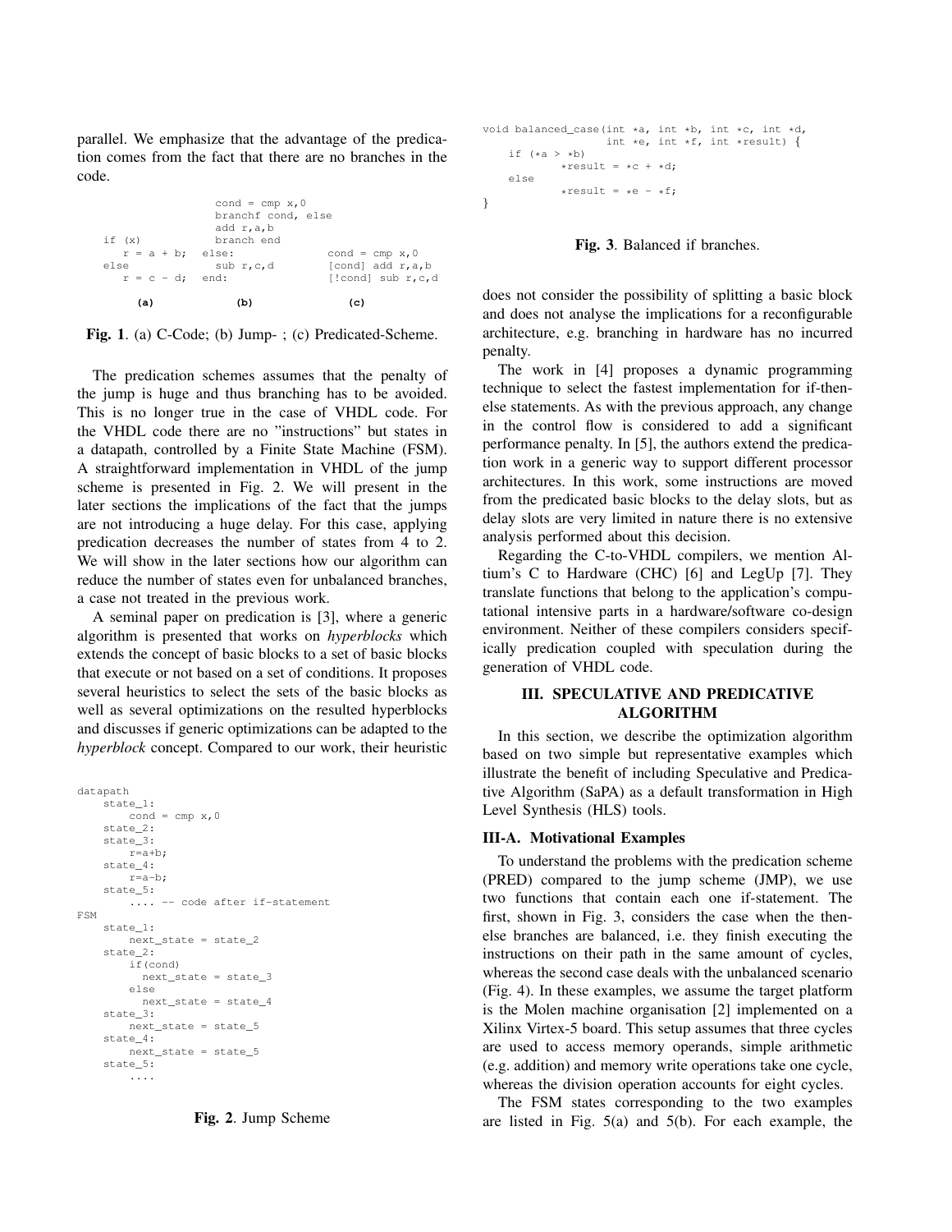parallel. We emphasize that the advantage of the predication comes from the fact that there are no branches in the code.

```
                   cond = cmp x,0
                   branchf cond, else
                   add r,a,b
if (x)             branch end
   r = a + b;   else:               cond = cmp x,0
else               sub r,c,d        [cond] add r,a,b
   r = c - d;   end:                [!cond] sub r,c,d

     (a)              (b)                (c)
```

**Fig. 1**. (a) C-Code; (b) Jump- ; (c) Predicated-Scheme.

The predication schemes assumes that the penalty of the jump is huge and thus branching has to be avoided. This is no longer true in the case of VHDL code. For the VHDL code there are no "instructions" but states in a datapath, controlled by a Finite State Machine (FSM). A straightforward implementation in VHDL of the jump scheme is presented in Fig. 2. We will present in the later sections the implications of the fact that the jumps are not introducing a huge delay. For this case, applying predication decreases the number of states from 4 to 2. We will show in the later sections how our algorithm can reduce the number of states even for unbalanced branches, a case not treated in the previous work.

A seminal paper on predication is [3], where a generic algorithm is presented that works on *hyperblocks* which extends the concept of basic blocks to a set of basic blocks that execute or not based on a set of conditions. It proposes several heuristics to select the sets of the basic blocks as well as several optimizations on the resulted hyperblocks and discusses if generic optimizations can be adapted to the *hyperblock* concept. Compared to our work, their heuristic does not consider the possibility of splitting a basic block and does not analyse the implications for a reconfigurable architecture, e.g. branching in hardware has no incurred penalty.

```
datapath
    state_1:
        cond = cmp x,0
    state_2:
    state_3:
        r=a+b;
    state_4:
        r=a-b;
    state_5:
        .... -- code after if-statement
FSM
    state_1:
        next_state = state_2
    state_2:
        if(cond)
          next_state = state_3
        else
          next_state = state_4
    state_3:
        next_state = state_5
    state_4:
        next_state = state_5
    state_5:
        ....
```

**Fig. 2**. Jump Scheme

```
void balanced_case(int *a, int *b, int *c, int *d,
                   int *e, int *f, int *result) {
    if (*a > *b)
            *result = *c + *d;
    else
            *result = *e - *f;
}
```

**Fig. 3**. Balanced if branches.

The work in [4] proposes a dynamic programming technique to select the fastest implementation for if-then-else statements. As with the previous approach, any change in the control flow is considered to add a significant performance penalty. In [5], the authors extend the predication work in a generic way to support different processor architectures. In this work, some instructions are moved from the predicated basic blocks to the delay slots, but as delay slots are very limited in nature there is no extensive analysis performed about this decision.

Regarding the C-to-VHDL compilers, we mention Altium's C to Hardware (CHC) [6] and LegUp [7]. They translate functions that belong to the application's computational intensive parts in a hardware/software co-design environment. Neither of these compilers considers specifically predication coupled with speculation during the generation of VHDL code.

## III. SPECULATIVE AND PREDICATIVE ALGORITHM

In this section, we describe the optimization algorithm based on two simple but representative examples which illustrate the benefit of including Speculative and Predicative Algorithm (SaPA) as a default transformation in High Level Synthesis (HLS) tools.

### III-A. Motivational Examples

To understand the problems with the predication scheme (PRED) compared to the jump scheme (JMP), we use two functions that contain each one if-statement. The first, shown in Fig. 3, considers the case when the then-else branches are balanced, i.e. they finish executing the instructions on their path in the same amount of cycles, whereas the second case deals with the unbalanced scenario (Fig. 4). In these examples, we assume the target platform is the Molen machine organisation [2] implemented on a Xilinx Virtex-5 board. This setup assumes that three cycles are used to access memory operands, simple arithmetic (e.g. addition) and memory write operations take one cycle, whereas the division operation accounts for eight cycles.

The FSM states corresponding to the two examples are listed in Fig. 5(a) and 5(b). For each example, the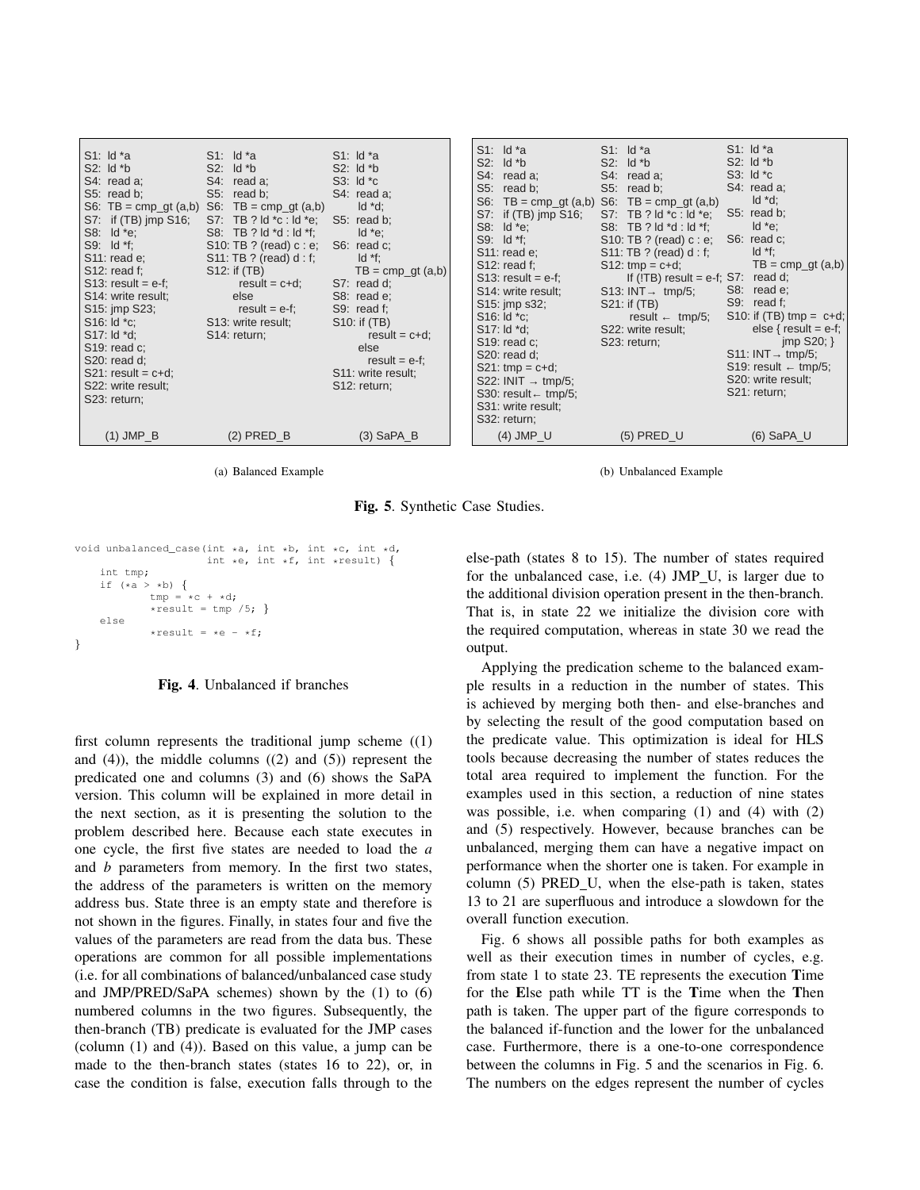**(a) Balanced Example**

```
(1) JMP_B
S1: ld *a
S2: ld *b
S4: read a;
S5: read b;
S6: TB = cmp_gt (a,b)
S7: if (TB) jmp S16;
S8: ld *e;
S9: ld *f;
S11: read e;
S12: read f;
S13: result = e-f;
S14: write result;
S15: jmp S23;
S16: ld *c;
S17: ld *d;
S19: read c;
S20: read d;
S21: result = c+d;
S22: write result;
S23: return;
```

```
(2) PRED_B
S1: ld *a
S2: ld *b
S4: read a;
S5: read b;
S6: TB = cmp_gt (a,b)
S7: TB ? ld *c : ld *e;
S8: TB ? ld *d : ld *f;
S10: TB ? (read) c : e;
S11: TB ? (read) d : f;
S12: if (TB)
       result = c+d;
     else
       result = e-f;
S13: write result;
S14: return;
```

```
(3) SaPA_B
S1: ld *a
S2: ld *b
S3: ld *c
S4: read a;
    ld *d;
S5: read b;
    ld *e;
S6: read c;
    ld *f;
    TB = cmp_gt (a,b)
S7: read d;
S8: read e;
S9: read f;
S10: if (TB)
       result = c+d;
     else
       result = e-f;
S11: write result;
S12: return;
```

**(b) Unbalanced Example**

```
(4) JMP_U
S1: ld *a
S2: ld *b
S4: read a;
S5: read b;
S6: TB = cmp_gt (a,b)
S7: if (TB) jmp S16;
S8: ld *e;
S9: ld *f;
S11: read e;
S12: read f;
S13: result = e-f;
S14: write result;
S15: jmp s32;
S16: ld *c;
S17: ld *d;
S19: read c;
S20: read d;
S21: tmp = c+d;
S22: INIT → tmp/5;
S30: result ← tmp/5;
S31: write result;
S32: return;
```

```
(5) PRED_U
S1: ld *a
S2: ld *b
S4: read a;
S5: read b;
S6: TB = cmp_gt (a,b)
S7: TB ? ld *c : ld *e;
S8: TB ? ld *d : ld *f;
S10: TB ? (read) c : e;
S11: TB ? (read) d : f;
S12: tmp = c+d;
     If (!TB) result = e-f;
S13: INT → tmp/5;
S21: if (TB)
       result ← tmp/5;
S22: write result;
S23: return;
```

```
(6) SaPA_U
S1: ld *a
S2: ld *b
S3: ld *c
S4: read a;
    ld *d;
S5: read b;
    ld *e;
S6: read c;
    ld *f;
    TB = cmp_gt (a,b)
S7: read d;
S8: read e;
S9: read f;
S10: if (TB) tmp = c+d;
     else { result = e-f;
            jmp S20; }
S11: INT → tmp/5;
S19: result ← tmp/5;
S20: write result;
S21: return;
```

**Fig. 5**. Synthetic Case Studies.

```
void unbalanced_case(int *a, int *b, int *c, int *d,
                     int *e, int *f, int *result) {
    int tmp;
    if (*a > *b) {
            tmp = *c + *d;
            *result = tmp /5; }
    else
            *result = *e - *f;
}
```

**Fig. 4**. Unbalanced if branches

first column represents the traditional jump scheme ((1) and (4)), the middle columns ((2) and (5)) represent the predicated one and columns (3) and (6) shows the SaPA version. This column will be explained in more detail in the next section, as it is presenting the solution to the problem described here. Because each state executes in one cycle, the first five states are needed to load the *a* and *b* parameters from memory. In the first two states, the address of the parameters is written on the memory address bus. State three is an empty state and therefore is not shown in the figures. Finally, in states four and five the values of the parameters are read from the data bus. These operations are common for all possible implementations (i.e. for all combinations of balanced/unbalanced case study and JMP/PRED/SaPA schemes) shown by the (1) to (6) numbered columns in the two figures. Subsequently, the then-branch (TB) predicate is evaluated for the JMP cases (column (1) and (4)). Based on this value, a jump can be made to the then-branch states (states 16 to 22), or, in case the condition is false, execution falls through to the else-path (states 8 to 15). The number of states required for the unbalanced case, i.e. (4) JMP_U, is larger due to the additional division operation present in the then-branch. That is, in state 22 we initialize the division core with the required computation, whereas in state 30 we read the output.

Applying the predication scheme to the balanced example results in a reduction in the number of states. This is achieved by merging both then- and else-branches and by selecting the result of the good computation based on the predicate value. This optimization is ideal for HLS tools because decreasing the number of states reduces the total area required to implement the function. For the examples used in this section, a reduction of nine states was possible, i.e. when comparing (1) and (4) with (2) and (5) respectively. However, because branches can be unbalanced, merging them can have a negative impact on performance when the shorter one is taken. For example in column (5) PRED_U, when the else-path is taken, states 13 to 21 are superfluous and introduce a slowdown for the overall function execution.

Fig. 6 shows all possible paths for both examples as well as their execution times in number of cycles, e.g. from state 1 to state 23. TE represents the execution **T**ime for the **E**lse path while TT is the **T**ime when the **T**hen path is taken. The upper part of the figure corresponds to the balanced if-function and the lower for the unbalanced case. Furthermore, there is a one-to-one correspondence between the columns in Fig. 5 and the scenarios in Fig. 6. The numbers on the edges represent the number of cycles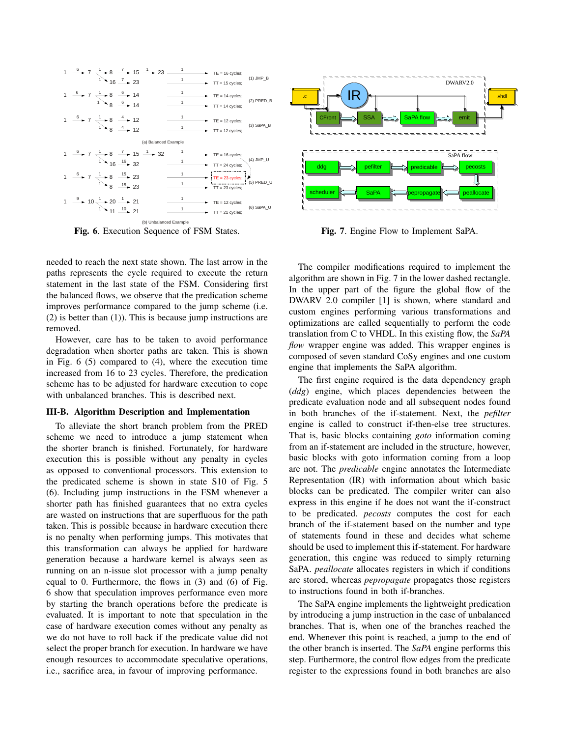1 →6 7 →1 8 →7 15 →1 23 →1 TE = 16 cycles;
16 →7 23 →1 TT = 15 cycles; (1) JMP_B

1 →6 7 →1 8 →6 14 →1 TE = 14 cycles;
8 →6 14 →1 TT = 14 cycles; (2) PRED_B

1 →6 7 →1 8 →4 12 →1 TE = 12 cycles;
8 →4 12 →1 TT = 12 cycles; (3) SaPA_B

(a) Balanced Example

1 →6 7 →1 8 →7 15 →1 32 →1 TE = 16 cycles;
16 →16 32 →1 TT = 24 cycles; (4) JMP_U

1 →6 7 →1 8 →15 23 →1 TE = 23 cycles;
8 →15 23 →1 TT = 23 cycles; (5) PRED_U

1 →9 10 →1 20 →1 21 →1 TE = 12 cycles;
11 →10 21 →1 TT = 21 cycles; (6) SaPA_U

(b) Unbalanced Example

**Fig. 6**. Execution Sequence of FSM States.

DWARV2.0

.c

IR

CFront

SSA

SaPA flow

emit

.vhdl

SaPA flow

ddg

pefilter

predicable

pecosts

scheduler

SaPA

pepropagate

peallocate

**Fig. 7**. Engine Flow to Implement SaPA.

needed to reach the next state shown. The last arrow in the paths represents the cycle required to execute the return statement in the last state of the FSM. Considering first the balanced flows, we observe that the predication scheme improves performance compared to the jump scheme (i.e. (2) is better than (1)). This is because jump instructions are removed.

However, care has to be taken to avoid performance degradation when shorter paths are taken. This is shown in Fig. 6 (5) compared to (4), where the execution time increased from 16 to 23 cycles. Therefore, the predication scheme has to be adjusted for hardware execution to cope with unbalanced branches. This is described next.

### III-B. Algorithm Description and Implementation

To alleviate the short branch problem from the PRED scheme we need to introduce a jump statement when the shorter branch is finished. Fortunately, for hardware execution this is possible without any penalty in cycles as opposed to conventional processors. This extension to the predicated scheme is shown in state S10 of Fig. 5 (6). Including jump instructions in the FSM whenever a shorter path has finished guarantees that no extra cycles are wasted on instructions that are superfluous for the path taken. This is possible because in hardware execution there is no penalty when performing jumps. This motivates that this transformation can always be applied for hardware generation because a hardware kernel is always seen as running on an n-issue slot processor with a jump penalty equal to 0. Furthermore, the flows in (3) and (6) of Fig. 6 show that speculation improves performance even more by starting the branch operations before the predicate is evaluated. It is important to note that speculation in the case of hardware execution comes without any penalty as we do not have to roll back if the predicate value did not select the proper branch for execution. In hardware we have enough resources to accommodate speculative operations, i.e., sacrifice area, in favour of improving performance.

The compiler modifications required to implement the algorithm are shown in Fig. 7 in the lower dashed rectangle. In the upper part of the figure the global flow of the DWARV 2.0 compiler [1] is shown, where standard and custom engines performing various transformations and optimizations are called sequentially to perform the code translation from C to VHDL. In this existing flow, the *SaPA flow* wrapper engine was added. This wrapper engines is composed of seven standard CoSy engines and one custom engine that implements the SaPA algorithm.

The first engine required is the data dependency graph (*ddg*) engine, which places dependencies between the predicate evaluation node and all subsequent nodes found in both branches of the if-statement. Next, the *pefilter* engine is called to construct if-then-else tree structures. That is, basic blocks containing *goto* information coming from an if-statement are included in the structure, however, basic blocks with goto information coming from a loop are not. The *predicable* engine annotates the Intermediate Representation (IR) with information about which basic blocks can be predicated. The compiler writer can also express in this engine if he does not want the if-construct to be predicated. *pecosts* computes the cost for each branch of the if-statement based on the number and type of statements found in these and decides what scheme should be used to implement this if-statement. For hardware generation, this engine was reduced to simply returning SaPA. *peallocate* allocates registers in which if conditions are stored, whereas *pepropagate* propagates those registers to instructions found in both if-branches.

The SaPA engine implements the lightweight predication by introducing a jump instruction in the case of unbalanced branches. That is, when one of the branches reached the end. Whenever this point is reached, a jump to the end of the other branch is inserted. The *SaPA* engine performs this step. Furthermore, the control flow edges from the predicate register to the expressions found in both branches are also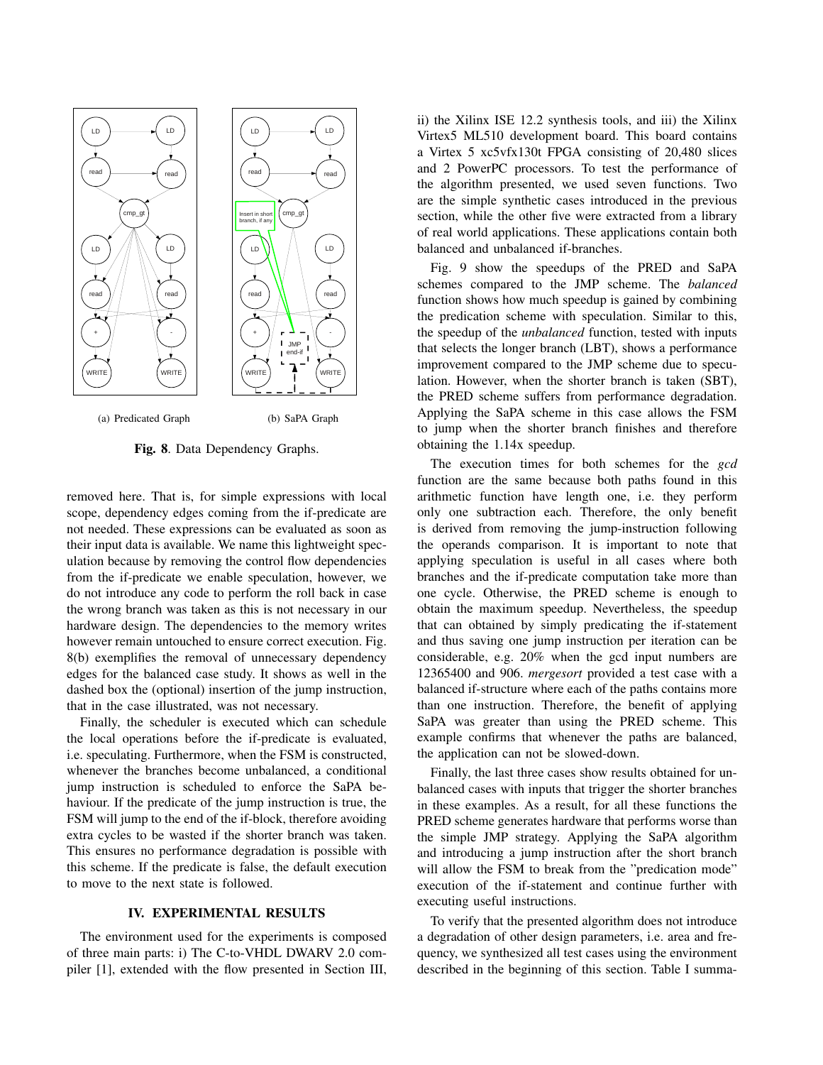LD

LD

read

read

cmp_gt

LD

LD

read

read

+

-

WRITE

WRITE

(a) Predicated Graph

LD

LD

read

read

Insert in short branch, if any

cmp_gt

LD

LD

read

read

+

JMP end-if

-

WRITE

WRITE

(b) SaPA Graph

**Fig. 8**. Data Dependency Graphs.

removed here. That is, for simple expressions with local scope, dependency edges coming from the if-predicate are not needed. These expressions can be evaluated as soon as their input data is available. We name this lightweight speculation because by removing the control flow dependencies from the if-predicate we enable speculation, however, we do not introduce any code to perform the roll back in case the wrong branch was taken as this is not necessary in our hardware design. The dependencies to the memory writes however remain untouched to ensure correct execution. Fig. 8(b) exemplifies the removal of unnecessary dependency edges for the balanced case study. It shows as well in the dashed box the (optional) insertion of the jump instruction, that in the case illustrated, was not necessary.

Finally, the scheduler is executed which can schedule the local operations before the if-predicate is evaluated, i.e. speculating. Furthermore, when the FSM is constructed, whenever the branches become unbalanced, a conditional jump instruction is scheduled to enforce the SaPA behaviour. If the predicate of the jump instruction is true, the FSM will jump to the end of the if-block, therefore avoiding extra cycles to be wasted if the shorter branch was taken. This ensures no performance degradation is possible with this scheme. If the predicate is false, the default execution to move to the next state is followed.

## IV. EXPERIMENTAL RESULTS

The environment used for the experiments is composed of three main parts: i) The C-to-VHDL DWARV 2.0 compiler [1], extended with the flow presented in Section III, ii) the Xilinx ISE 12.2 synthesis tools, and iii) the Xilinx Virtex5 ML510 development board. This board contains a Virtex 5 xc5vfx130t FPGA consisting of 20,480 slices and 2 PowerPC processors. To test the performance of the algorithm presented, we used seven functions. Two are the simple synthetic cases introduced in the previous section, while the other five were extracted from a library of real world applications. These applications contain both balanced and unbalanced if-branches.

Fig. 9 show the speedups of the PRED and SaPA schemes compared to the JMP scheme. The *balanced* function shows how much speedup is gained by combining the predication scheme with speculation. Similar to this, the speedup of the *unbalanced* function, tested with inputs that selects the longer branch (LBT), shows a performance improvement compared to the JMP scheme due to speculation. However, when the shorter branch is taken (SBT), the PRED scheme suffers from performance degradation. Applying the SaPA scheme in this case allows the FSM to jump when the shorter branch finishes and therefore obtaining the 1.14x speedup.

The execution times for both schemes for the *gcd* function are the same because both paths found in this arithmetic function have length one, i.e. they perform only one subtraction each. Therefore, the only benefit is derived from removing the jump-instruction following the operands comparison. It is important to note that applying speculation is useful in all cases where both branches and the if-predicate computation take more than one cycle. Otherwise, the PRED scheme is enough to obtain the maximum speedup. Nevertheless, the speedup that can obtained by simply predicating the if-statement and thus saving one jump instruction per iteration can be considerable, e.g. 20% when the gcd input numbers are 12365400 and 906. *mergesort* provided a test case with a balanced if-structure where each of the paths contains more than one instruction. Therefore, the benefit of applying SaPA was greater than using the PRED scheme. This example confirms that whenever the paths are balanced, the application can not be slowed-down.

Finally, the last three cases show results obtained for unbalanced cases with inputs that trigger the shorter branches in these examples. As a result, for all these functions the PRED scheme generates hardware that performs worse than the simple JMP strategy. Applying the SaPA algorithm and introducing a jump instruction after the short branch will allow the FSM to break from the "predication mode" execution of the if-statement and continue further with executing useful instructions.

To verify that the presented algorithm does not introduce a degradation of other design parameters, i.e. area and frequency, we synthesized all test cases using the environment described in the beginning of this section. Table I summa-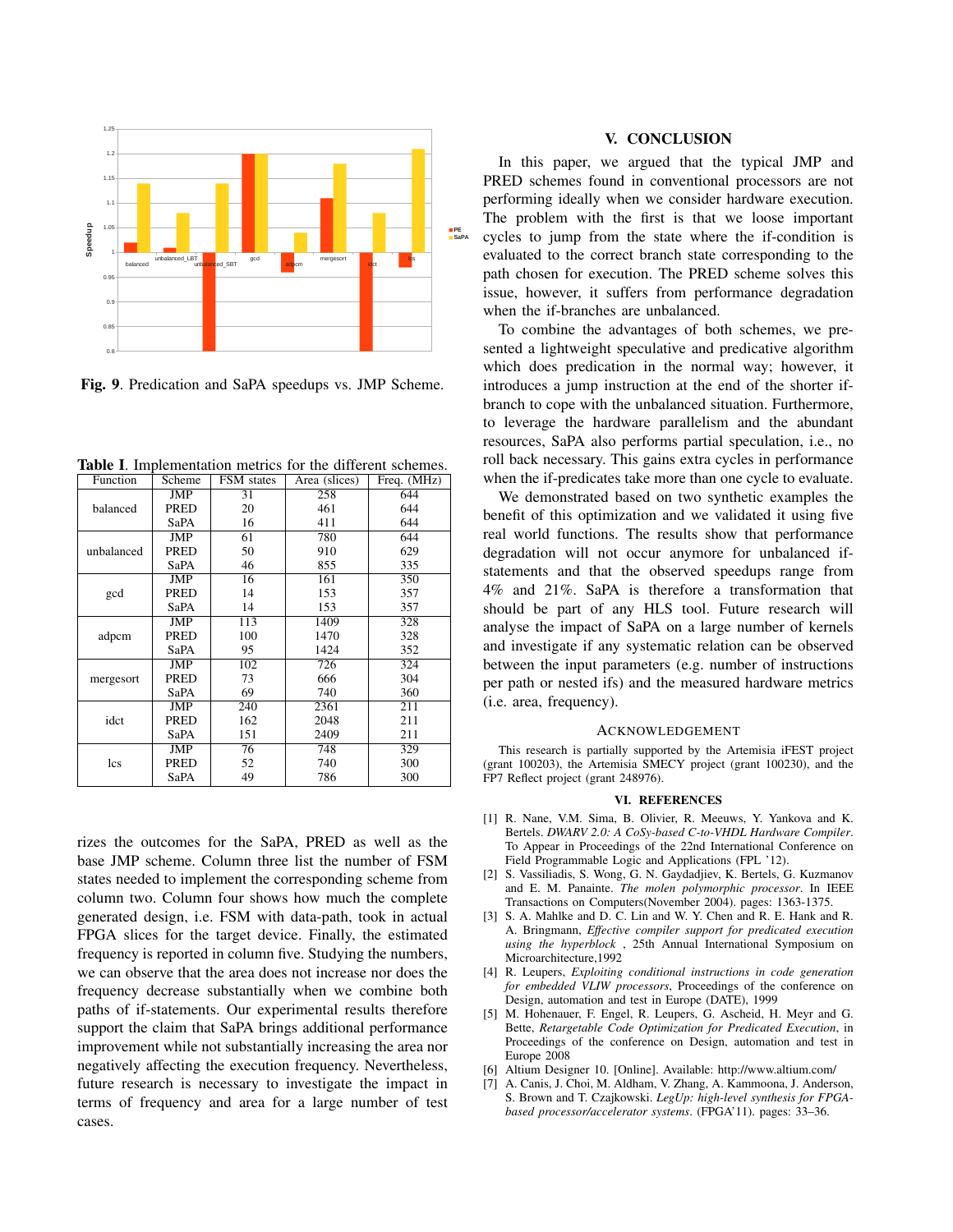1.25

1.2

1.15

1.1

1.05

1

0.95

0.9

0.85

0.8

Speedup

balanced

unbalanced_LBT

unbalanced_SBT

gcd

adpcm

mergesort

idct

lcs

PE

SaPA

**Fig. 9**. Predication and SaPA speedups vs. JMP Scheme.

**Table I**. Implementation metrics for the different schemes.

| Function | Scheme | FSM states | Area (slices) | Freq. (MHz) |
|---|---|---|---|---|
| balanced | JMP | 31 | 258 | 644 |
| | PRED | 20 | 461 | 644 |
| | SaPA | 16 | 411 | 644 |
| unbalanced | JMP | 61 | 780 | 644 |
| | PRED | 50 | 910 | 629 |
| | SaPA | 46 | 855 | 335 |
| gcd | JMP | 16 | 161 | 350 |
| | PRED | 14 | 153 | 357 |
| | SaPA | 14 | 153 | 357 |
| adpcm | JMP | 113 | 1409 | 328 |
| | PRED | 100 | 1470 | 328 |
| | SaPA | 95 | 1424 | 352 |
| mergesort | JMP | 102 | 726 | 324 |
| | PRED | 73 | 666 | 304 |
| | SaPA | 69 | 740 | 360 |
| idct | JMP | 240 | 2361 | 211 |
| | PRED | 162 | 2048 | 211 |
| | SaPA | 151 | 2409 | 211 |
| lcs | JMP | 76 | 748 | 329 |
| | PRED | 52 | 740 | 300 |
| | SaPA | 49 | 786 | 300 |

rizes the outcomes for the SaPA, PRED as well as the base JMP scheme. Column three list the number of FSM states needed to implement the corresponding scheme from column two. Column four shows how much the complete generated design, i.e. FSM with data-path, took in actual FPGA slices for the target device. Finally, the estimated frequency is reported in column five. Studying the numbers, we can observe that the area does not increase nor does the frequency decrease substantially when we combine both paths of if-statements. Our experimental results therefore support the claim that SaPA brings additional performance improvement while not substantially increasing the area nor negatively affecting the execution frequency. Nevertheless, future research is necessary to investigate the impact in terms of frequency and area for a large number of test cases.

## V. CONCLUSION

In this paper, we argued that the typical JMP and PRED schemes found in conventional processors are not performing ideally when we consider hardware execution. The problem with the first is that we loose important cycles to jump from the state where the if-condition is evaluated to the correct branch state corresponding to the path chosen for execution. The PRED scheme solves this issue, however, it suffers from performance degradation when the if-branches are unbalanced.

To combine the advantages of both schemes, we presented a lightweight speculative and predicative algorithm which does predication in the normal way; however, it introduces a jump instruction at the end of the shorter if-branch to cope with the unbalanced situation. Furthermore, to leverage the hardware parallelism and the abundant resources, SaPA also performs partial speculation, i.e., no roll back necessary. This gains extra cycles in performance when the if-predicates take more than one cycle to evaluate.

We demonstrated based on two synthetic examples the benefit of this optimization and we validated it using five real world functions. The results show that performance degradation will not occur anymore for unbalanced if-statements and that the observed speedups range from 4% and 21%. SaPA is therefore a transformation that should be part of any HLS tool. Future research will analyse the impact of SaPA on a large number of kernels and investigate if any systematic relation can be observed between the input parameters (e.g. number of instructions per path or nested ifs) and the measured hardware metrics (i.e. area, frequency).

### ACKNOWLEDGEMENT

This research is partially supported by the Artemisia iFEST project (grant 100203), the Artemisia SMECY project (grant 100230), and the FP7 Reflect project (grant 248976).

## VI. REFERENCES

[1] R. Nane, V.M. Sima, B. Olivier, R. Meeuws, Y. Yankova and K. Bertels. *DWARV 2.0: A CoSy-based C-to-VHDL Hardware Compiler*. To Appear in Proceedings of the 22nd International Conference on Field Programmable Logic and Applications (FPL '12).

[2] S. Vassiliadis, S. Wong, G. N. Gaydadjiev, K. Bertels, G. Kuzmanov and E. M. Panainte. *The molen polymorphic processor*. In IEEE Transactions on Computers(November 2004). pages: 1363-1375.

[3] S. A. Mahlke and D. C. Lin and W. Y. Chen and R. E. Hank and R. A. Bringmann, *Effective compiler support for predicated execution using the hyperblock* , 25th Annual International Symposium on Microarchitecture,1992

[4] R. Leupers, *Exploiting conditional instructions in code generation for embedded VLIW processors*, Proceedings of the conference on Design, automation and test in Europe (DATE), 1999

[5] M. Hohenauer, F. Engel, R. Leupers, G. Ascheid, H. Meyr and G. Bette, *Retargetable Code Optimization for Predicated Execution*, in Proceedings of the conference on Design, automation and test in Europe 2008

[6] Altium Designer 10. [Online]. Available: http://www.altium.com/

[7] A. Canis, J. Choi, M. Aldham, V. Zhang, A. Kammoona, J. Anderson, S. Brown and T. Czajkowski. *LegUp: high-level synthesis for FPGA-based processor/accelerator systems*. (FPGA'11). pages: 33–36.